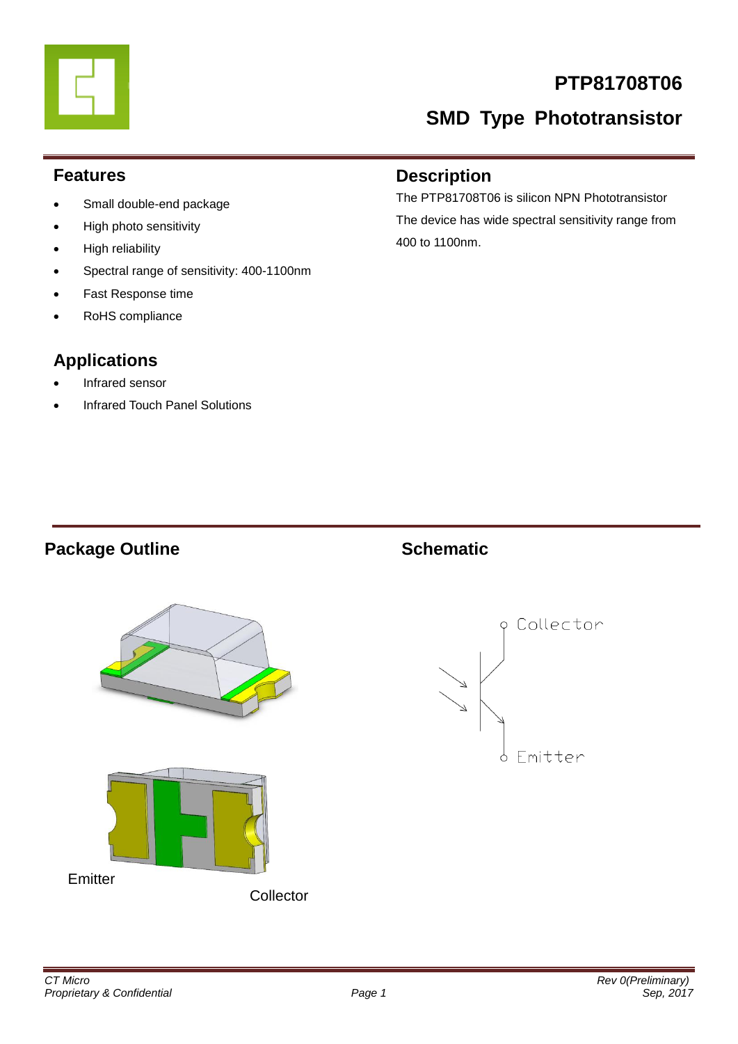# PTP81708T06

## SMD Type Phototransistor

## Features

- Small double-end package
- High photo sensitivity
- High reliability
- Spectral range of sensitivity: 400-1100nm
- Fast Response time
- RoHS compliance

## Description

The PTP81708T06 is silicon NPN Phototransistor

The device has wide spectral sensitivity range from 400 to 1100nm.

## Applications

- Infrared sensor
- Infrared Touch Panel Solutions

## Package Outline

Emitter

Collector

## Schematic

Collector

Emitter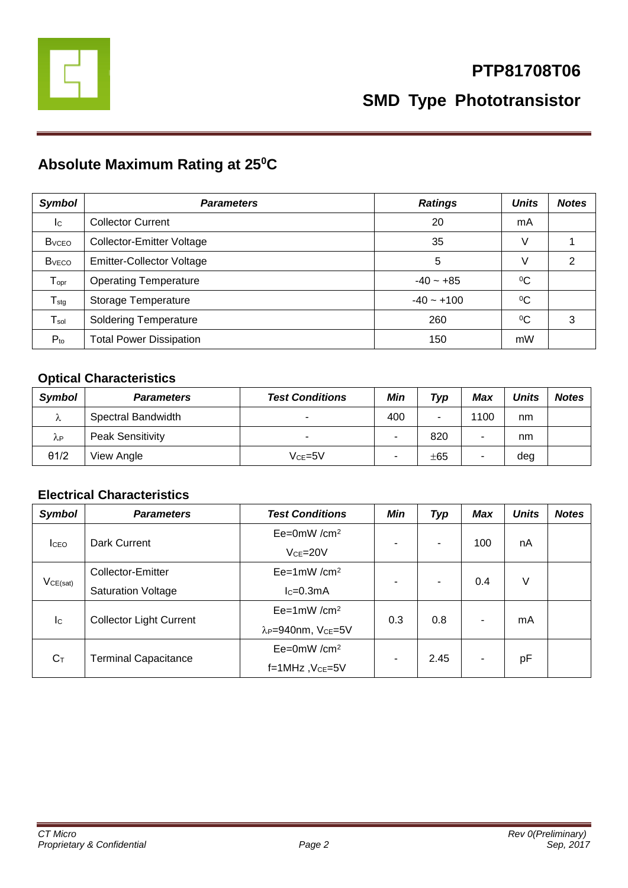# PTP81708T06

## SMD Type Phototransistor

### Absolute Maximum Rating at $25^0C$

| Symbol | Parameters | Ratings | Units | Notes |
|---|---|---|---|---|
| $I_C$ | Collector Current | 20 | mA | |
| $B_{VCEO}$ | Collector-Emitter Voltage | 35 | V | 1 |
| $B_{VECO}$ | Emitter-Collector Voltage | 5 | V | 2 |
| $T_{opr}$ | Operating Temperature | -40 ~ +85 | $^0C$ | |
| $T_{stg}$ | Storage Temperature | -40 ~ +100 | $^0C$ | |
| $T_{sol}$ | Soldering Temperature | 260 | $^0C$ | 3 |
| $P_{to}$ | Total Power Dissipation | 150 | mW | |

### Optical Characteristics

| Symbol | Parameters | Test Conditions | Min | Typ | Max | Units | Notes |
|---|---|---|---|---|---|---|---|
| $\lambda$ | Spectral Bandwidth | - | 400 | - | 1100 | nm | |
| $\lambda_P$ | Peak Sensitivity | - | - | 820 | - | nm | |
| θ1/2 | View Angle | $V_{CE}$=5V | - | ±65 | - | deg | |

### Electrical Characteristics

| Symbol | Parameters | Test Conditions | Min | Typ | Max | Units | Notes |
|---|---|---|---|---|---|---|---|
| $I_{CEO}$ | Dark Current | Ee=0mW /cm$^2$ $V_{CE}$=20V | - | - | 100 | nA | |
| $V_{CE(sat)}$ | Collector-Emitter Saturation Voltage | Ee=1mW /cm$^2$ $I_C$=0.3mA | - | - | 0.4 | V | |
| $I_C$ | Collector Light Current | Ee=1mW /cm$^2$ $\lambda_P$=940nm, $V_{CE}$=5V | 0.3 | 0.8 | - | mA | |
| $C_T$ | Terminal Capacitance | Ee=0mW /cm$^2$ f=1MHz ,$V_{CE}$=5V | - | 2.45 | - | pF | |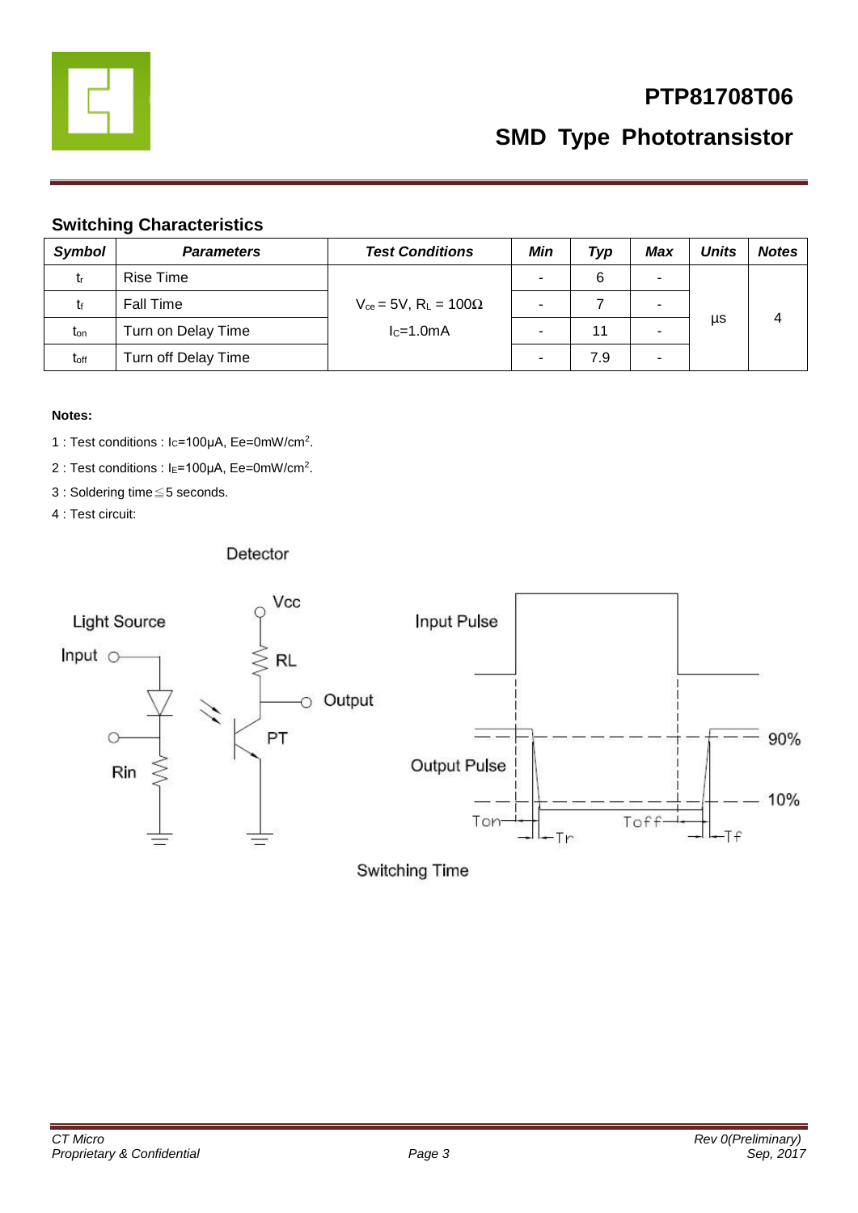## Switching Characteristics

| *Symbol* | *Parameters* | *Test Conditions* | *Min* | *Typ* | *Max* | *Units* | *Notes* |
|---|---|---|---|---|---|---|---|
| $t_r$ | Rise Time | $V_{ce}$ = 5V, $R_L$ = 100Ω $I_C$=1.0mA | - | 6 | - | μs | 4 |
| $t_f$ | Fall Time | | - | 7 | - | | |
| $t_{on}$ | Turn on Delay Time | | - | 11 | - | | |
| $t_{off}$ | Turn off Delay Time | | - | 7.9 | - | | |

**Notes:**

1 : Test conditions : $I_C$=100μA, Ee=0mW/cm$^2$.

2 : Test conditions : $I_E$=100μA, Ee=0mW/cm$^2$.

3 : Soldering time≦5 seconds.

4 : Test circuit:

Detector

Light Source

Input

Rin

Vcc

RL

Output

PT

Input Pulse

Output Pulse

90%

10%

Ton

Tr

Toff

Tf

Switching Time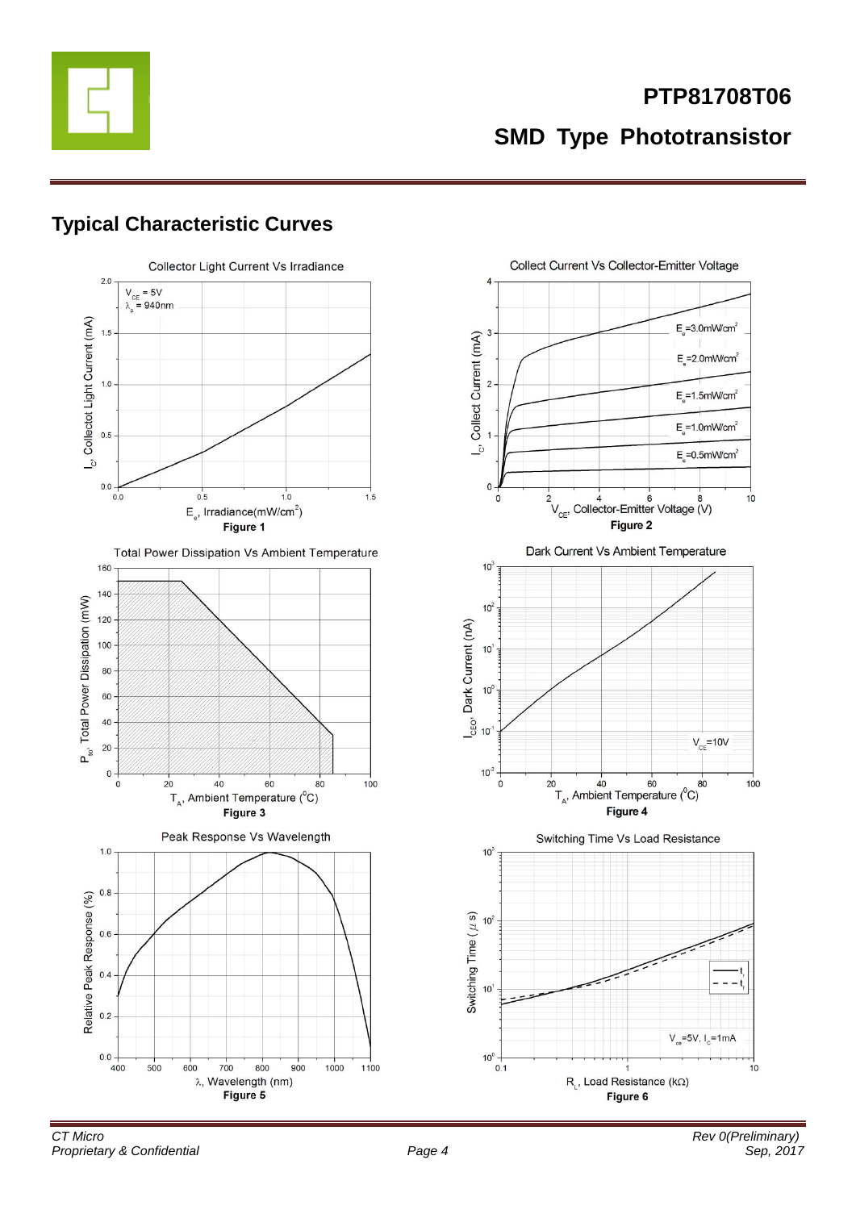## Typical Characteristic Curves

Collector Light Current Vs Irradiance

**Figure 1**

Collect Current Vs Collector-Emitter Voltage

**Figure 2**

Total Power Dissipation Vs Ambient Temperature

**Figure 3**

Dark Current Vs Ambient Temperature

**Figure 4**

Peak Response Vs Wavelength

**Figure 5**

Switching Time Vs Load Resistance

**Figure 6**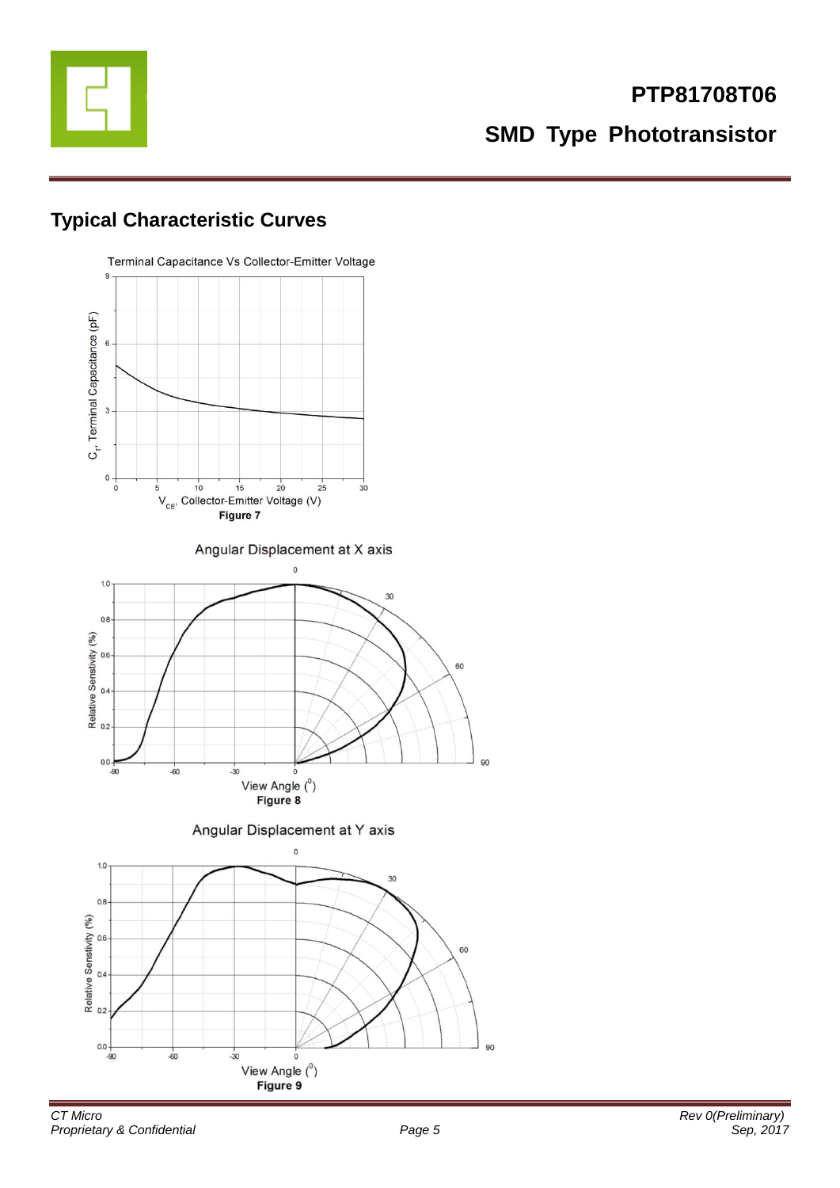## Typical Characteristic Curves

Terminal Capacitance Vs Collector-Emitter Voltage

Figure 7

Angular Displacement at X axis

Figure 8

Angular Displacement at Y axis

Figure 9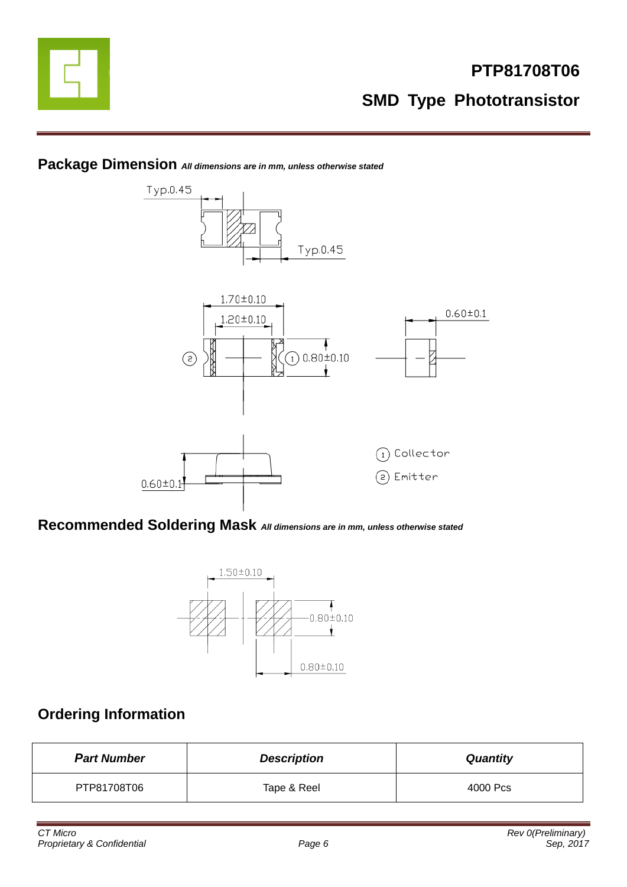## Package Dimension *All dimensions are in mm, unless otherwise stated*

Typ.0.45

Typ.0.45

1.70±0.10

1.20±0.10

0.80±0.10

0.60±0.1

0.60±0.1

① Collector

② Emitter

## Recommended Soldering Mask *All dimensions are in mm, unless otherwise stated*

1.50±0.10

0.80±0.10

0.80±0.10

## Ordering Information

| ***Part Number*** | ***Description*** | ***Quantity*** |
| --- | --- | --- |
| PTP81708T06 | Tape & Reel | 4000 Pcs |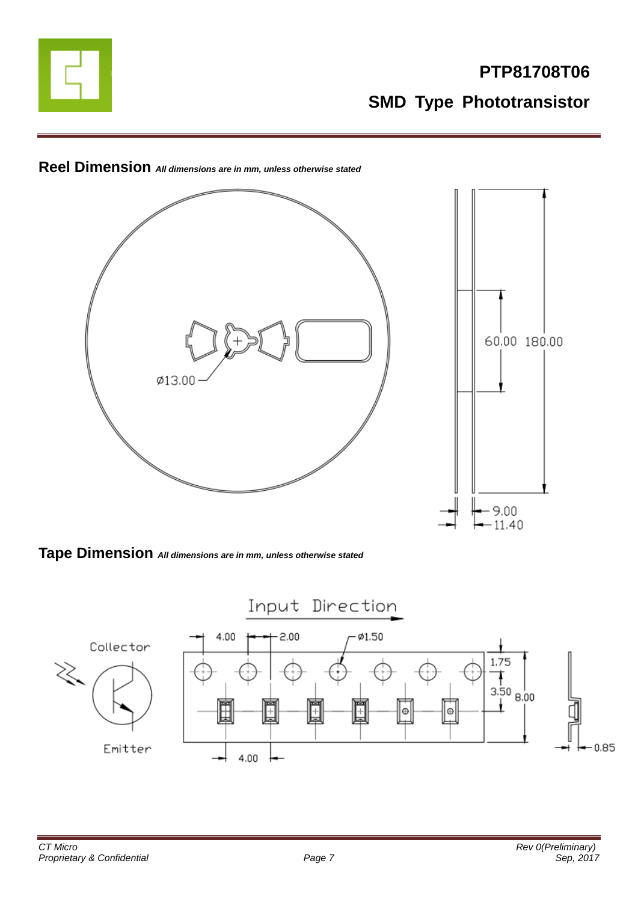## Reel Dimension *All dimensions are in mm, unless otherwise stated*

Ø13.00

60.00 180.00

9.00

11.40

## Tape Dimension *All dimensions are in mm, unless otherwise stated*

Input Direction

Collector

Emitter

4.00 2.00 Ø1.50

1.75

3.50 8.00

4.00

0.85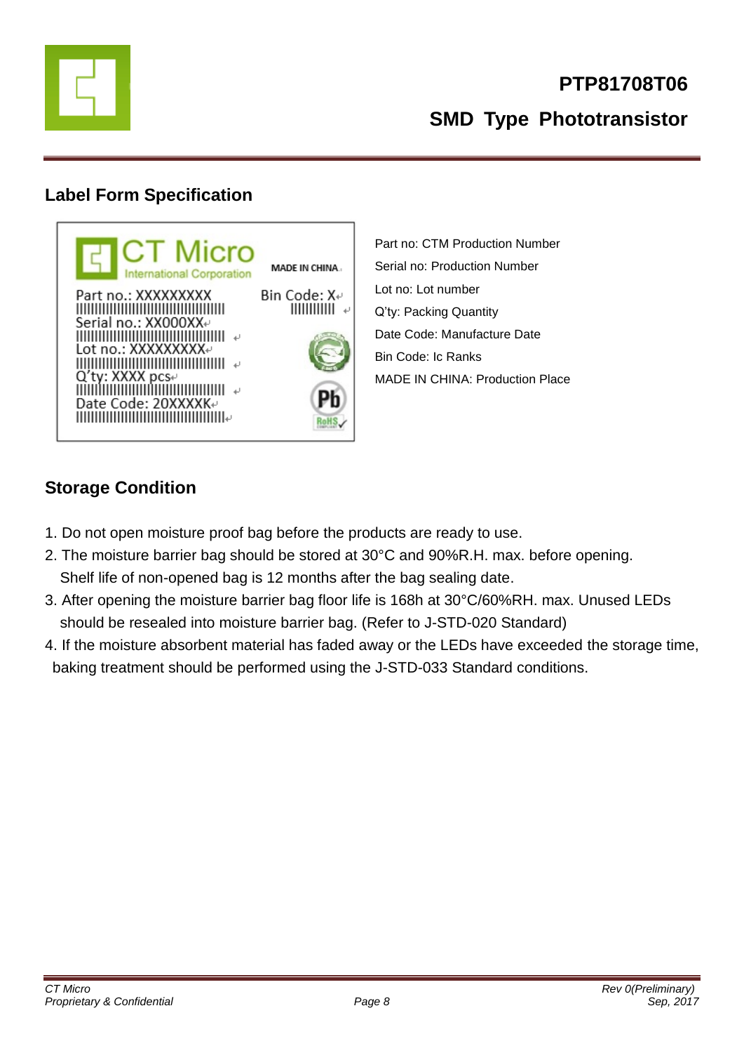## Label Form Specification

Part no: CTM Production Number
Serial no: Production Number
Lot no: Lot number
Q'ty: Packing Quantity
Date Code: Manufacture Date
Bin Code: Ic Ranks
MADE IN CHINA: Production Place

## Storage Condition

1. Do not open moisture proof bag before the products are ready to use.
2. The moisture barrier bag should be stored at 30°C and 90%R.H. max. before opening. Shelf life of non-opened bag is 12 months after the bag sealing date.
3. After opening the moisture barrier bag floor life is 168h at 30°C/60%RH. max. Unused LEDs should be resealed into moisture barrier bag. (Refer to J-STD-020 Standard)
4. If the moisture absorbent material has faded away or the LEDs have exceeded the storage time, baking treatment should be performed using the J-STD-033 Standard conditions.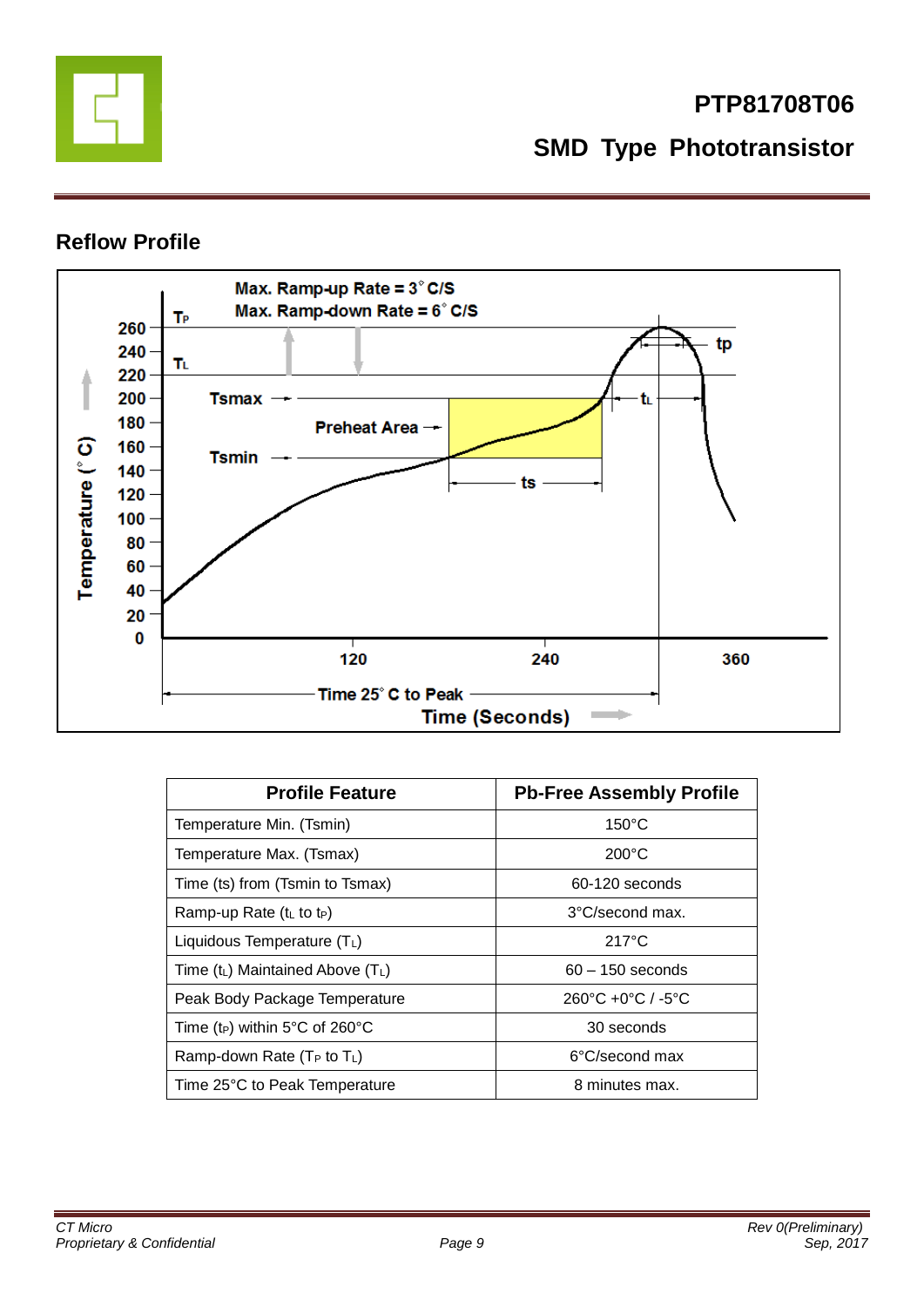## Reflow Profile

| Profile Feature | Pb-Free Assembly Profile |
|---|---|
| Temperature Min. (Tsmin) | 150°C |
| Temperature Max. (Tsmax) | 200°C |
| Time (ts) from (Tsmin to Tsmax) | 60-120 seconds |
| Ramp-up Rate ($t_L$ to $t_P$) | 3°C/second max. |
| Liquidous Temperature ($T_L$) | 217°C |
| Time ($t_L$) Maintained Above ($T_L$) | 60 – 150 seconds |
| Peak Body Package Temperature | 260°C +0°C / -5°C |
| Time ($t_P$) within 5°C of 260°C | 30 seconds |
| Ramp-down Rate ($T_P$ to $T_L$) | 6°C/second max |
| Time 25°C to Peak Temperature | 8 minutes max. |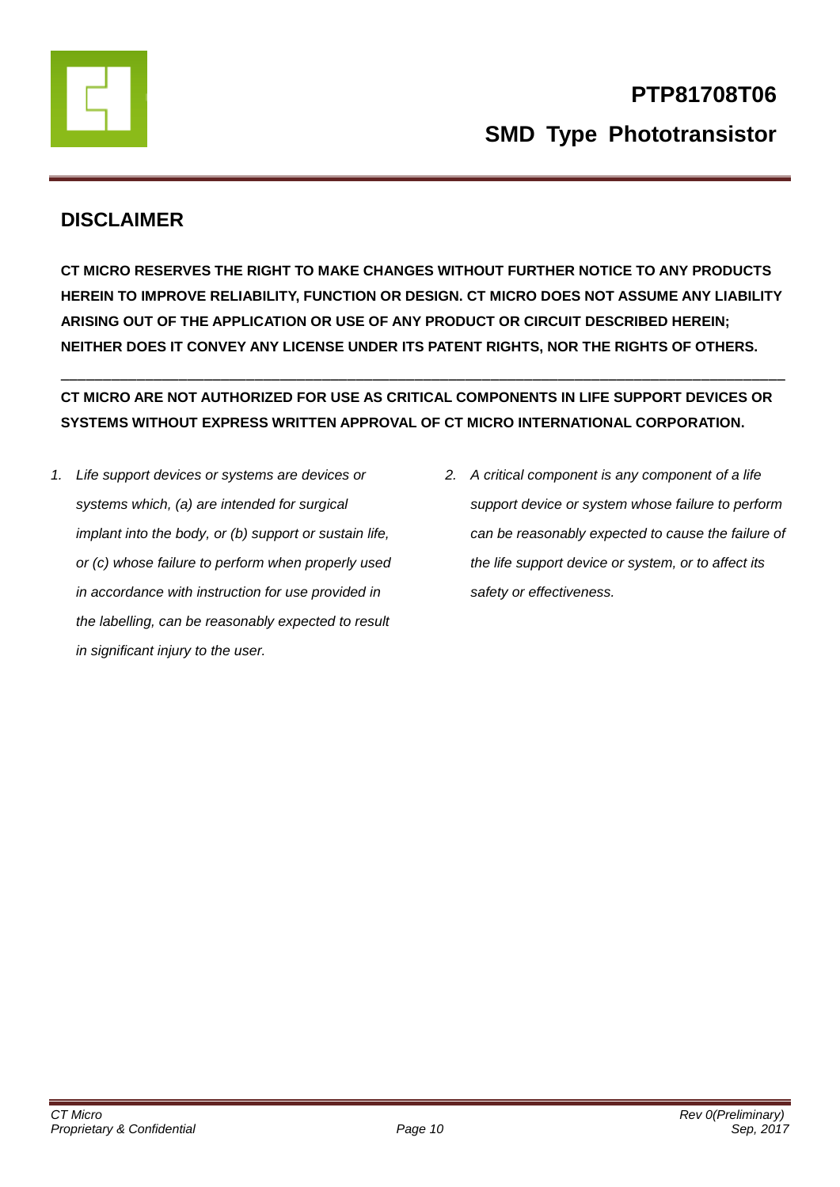## DISCLAIMER

**CT MICRO RESERVES THE RIGHT TO MAKE CHANGES WITHOUT FURTHER NOTICE TO ANY PRODUCTS HEREIN TO IMPROVE RELIABILITY, FUNCTION OR DESIGN. CT MICRO DOES NOT ASSUME ANY LIABILITY ARISING OUT OF THE APPLICATION OR USE OF ANY PRODUCT OR CIRCUIT DESCRIBED HEREIN; NEITHER DOES IT CONVEY ANY LICENSE UNDER ITS PATENT RIGHTS, NOR THE RIGHTS OF OTHERS.**

---

**CT MICRO ARE NOT AUTHORIZED FOR USE AS CRITICAL COMPONENTS IN LIFE SUPPORT DEVICES OR SYSTEMS WITHOUT EXPRESS WRITTEN APPROVAL OF CT MICRO INTERNATIONAL CORPORATION.**

1. *Life support devices or systems are devices or systems which, (a) are intended for surgical implant into the body, or (b) support or sustain life, or (c) whose failure to perform when properly used in accordance with instruction for use provided in the labelling, can be reasonably expected to result in significant injury to the user.*
2. *A critical component is any component of a life support device or system whose failure to perform can be reasonably expected to cause the failure of the life support device or system, or to affect its safety or effectiveness.*